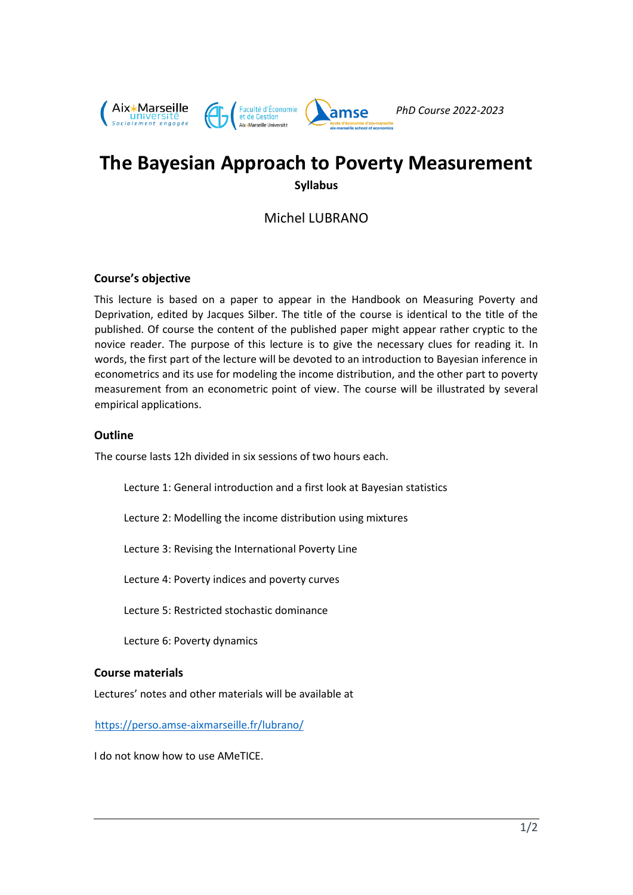*PhD Course 2022-2023*

# The Bayesian Approach to Poverty Measurement

**Syllabus**

Michel LUBRANO

### Course's objective

This lecture is based on a paper to appear in the Handbook on Measuring Poverty and Deprivation, edited by Jacques Silber. The title of the course is identical to the title of the published. Of course the content of the published paper might appear rather cryptic to the novice reader. The purpose of this lecture is to give the necessary clues for reading it. In words, the first part of the lecture will be devoted to an introduction to Bayesian inference in econometrics and its use for modeling the income distribution, and the other part to poverty measurement from an econometric point of view. The course will be illustrated by several empirical applications.

### Outline

The course lasts 12h divided in six sessions of two hours each.

- Lecture 1: General introduction and a first look at Bayesian statistics
- Lecture 2: Modelling the income distribution using mixtures
- Lecture 3: Revising the International Poverty Line
- Lecture 4: Poverty indices and poverty curves
- Lecture 5: Restricted stochastic dominance
- Lecture 6: Poverty dynamics

### Course materials

Lectures' notes and other materials will be available at

https://perso.amse-aixmarseille.fr/lubrano/

I do not know how to use AMeTICE.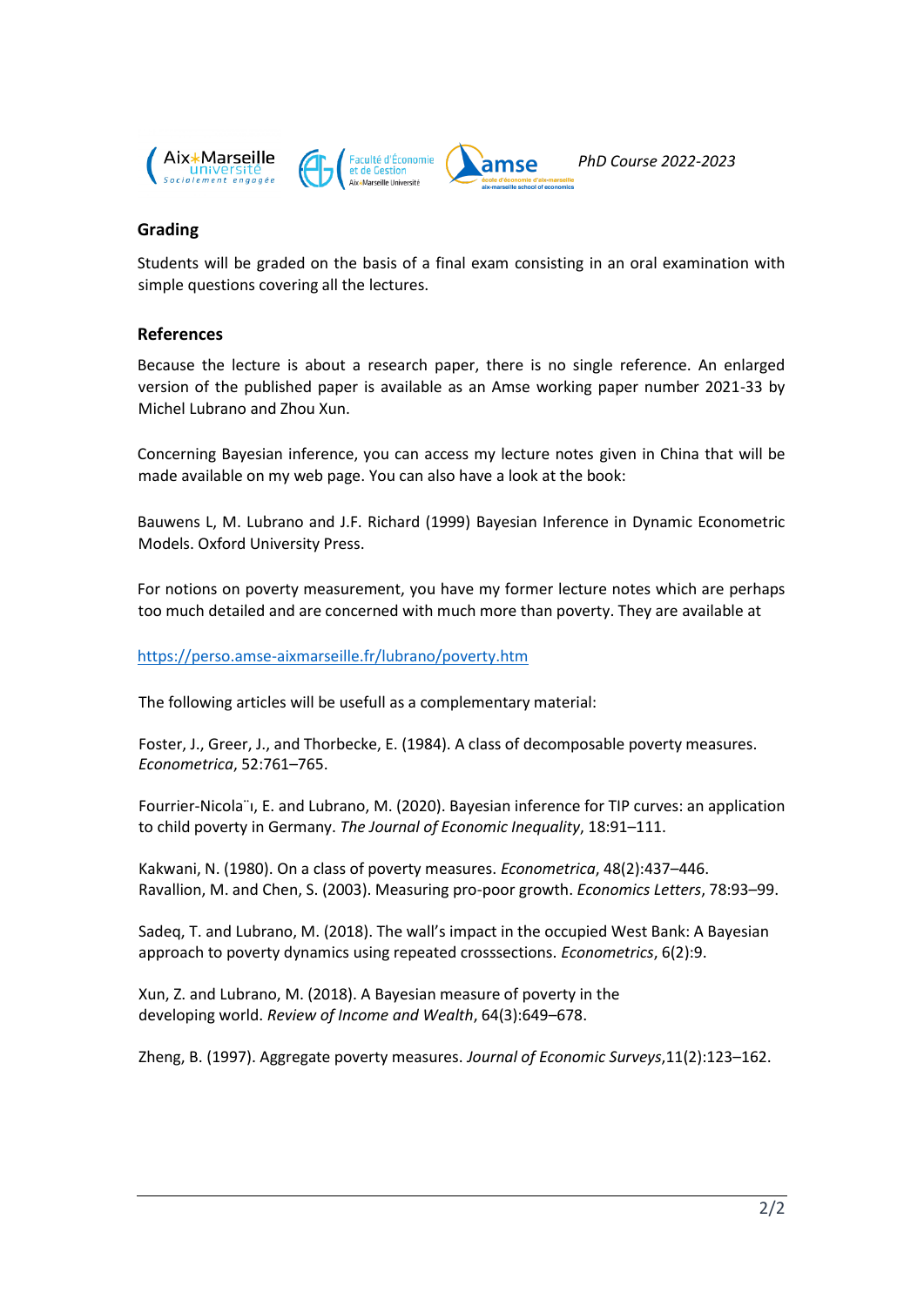## Grading

Students will be graded on the basis of a final exam consisting in an oral examination with simple questions covering all the lectures.

## References

Because the lecture is about a research paper, there is no single reference. An enlarged version of the published paper is available as an Amse working paper number 2021-33 by Michel Lubrano and Zhou Xun.

Concerning Bayesian inference, you can access my lecture notes given in China that will be made available on my web page. You can also have a look at the book:

Bauwens L, M. Lubrano and J.F. Richard (1999) Bayesian Inference in Dynamic Econometric Models. Oxford University Press.

For notions on poverty measurement, you have my former lecture notes which are perhaps too much detailed and are concerned with much more than poverty. They are available at

https://perso.amse-aixmarseille.fr/lubrano/poverty.htm

The following articles will be usefull as a complementary material:

Foster, J., Greer, J., and Thorbecke, E. (1984). A class of decomposable poverty measures. *Econometrica*, 52:761–765.

Fourrier-Nicola¨ı, E. and Lubrano, M. (2020). Bayesian inference for TIP curves: an application to child poverty in Germany. *The Journal of Economic Inequality*, 18:91–111.

Kakwani, N. (1980). On a class of poverty measures. *Econometrica*, 48(2):437–446.
Ravallion, M. and Chen, S. (2003). Measuring pro-poor growth. *Economics Letters*, 78:93–99.

Sadeq, T. and Lubrano, M. (2018). The wall's impact in the occupied West Bank: A Bayesian approach to poverty dynamics using repeated crosssections. *Econometrics*, 6(2):9.

Xun, Z. and Lubrano, M. (2018). A Bayesian measure of poverty in the developing world. *Review of Income and Wealth*, 64(3):649–678.

Zheng, B. (1997). Aggregate poverty measures. *Journal of Economic Surveys*,11(2):123–162.